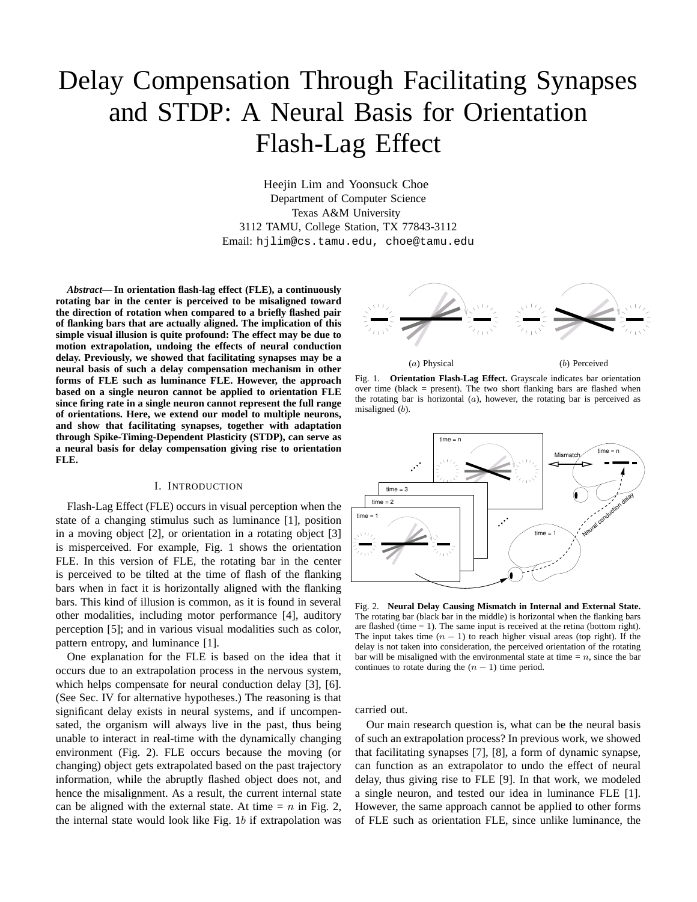# Delay Compensation Through Facilitating Synapses and STDP: A Neural Basis for Orientation Flash-Lag Effect

Heejin Lim and Yoonsuck Choe
Department of Computer Science
Texas A&M University
3112 TAMU, College Station, TX 77843-3112
Email: hjlim@cs.tamu.edu, choe@tamu.edu

***Abstract*— In orientation flash-lag effect (FLE), a continuously rotating bar in the center is perceived to be misaligned toward the direction of rotation when compared to a briefly flashed pair of flanking bars that are actually aligned. The implication of this simple visual illusion is quite profound: The effect may be due to motion extrapolation, undoing the effects of neural conduction delay. Previously, we showed that facilitating synapses may be a neural basis of such a delay compensation mechanism in other forms of FLE such as luminance FLE. However, the approach based on a single neuron cannot be applied to orientation FLE since firing rate in a single neuron cannot represent the full range of orientations. Here, we extend our model to multiple neurons, and show that facilitating synapses, together with adaptation through Spike-Timing-Dependent Plasticity (STDP), can serve as a neural basis for delay compensation giving rise to orientation FLE.**

## I. Introduction

Flash-Lag Effect (FLE) occurs in visual perception when the state of a changing stimulus such as luminance [1], position in a moving object [2], or orientation in a rotating object [3] is misperceived. For example, Fig. 1 shows the orientation FLE. In this version of FLE, the rotating bar in the center is perceived to be tilted at the time of flash of the flanking bars when in fact it is horizontally aligned with the flanking bars. This kind of illusion is common, as it is found in several other modalities, including motor performance [4], auditory perception [5]; and in various visual modalities such as color, pattern entropy, and luminance [1].

One explanation for the FLE is based on the idea that it occurs due to an extrapolation process in the nervous system, which helps compensate for neural conduction delay [3], [6]. (See Sec. IV for alternative hypotheses.) The reasoning is that significant delay exists in neural systems, and if uncompensated, the organism will always live in the past, thus being unable to interact in real-time with the dynamically changing environment (Fig. 2). FLE occurs because the moving (or changing) object gets extrapolated based on the past trajectory information, while the abruptly flashed object does not, and hence the misalignment. As a result, the current internal state can be aligned with the external state. At time = $n$ in Fig. 2, the internal state would look like Fig. 1$b$ if extrapolation was carried out.

Fig. 1. **Orientation Flash-Lag Effect.** Grayscale indicates bar orientation over time (black = present). The two short flanking bars are flashed when the rotating bar is horizontal ($a$), however, the rotating bar is perceived as misaligned ($b$).

Fig. 2. **Neural Delay Causing Mismatch in Internal and External State.** The rotating bar (black bar in the middle) is horizontal when the flanking bars are flashed (time = 1). The same input is received at the retina (bottom right). The input takes time ($n - 1$) to reach higher visual areas (top right). If the delay is not taken into consideration, the perceived orientation of the rotating bar will be misaligned with the environmental state at time = $n$, since the bar continues to rotate during the ($n - 1$) time period.

Our main research question is, what can be the neural basis of such an extrapolation process? In previous work, we showed that facilitating synapses [7], [8], a form of dynamic synapse, can function as an extrapolator to undo the effect of neural delay, thus giving rise to FLE [9]. In that work, we modeled a single neuron, and tested our idea in luminance FLE [1]. However, the same approach cannot be applied to other forms of FLE such as orientation FLE, since unlike luminance, the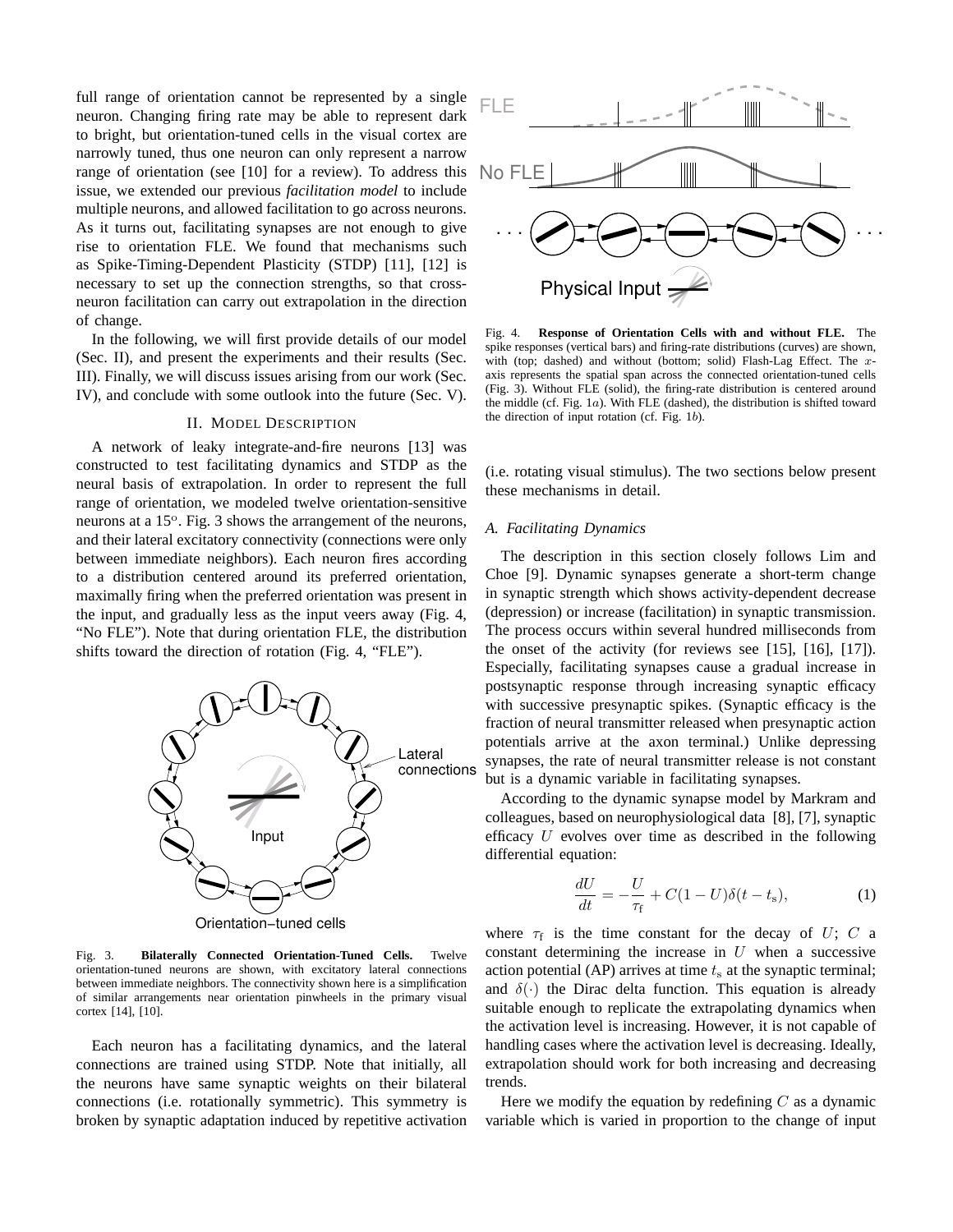full range of orientation cannot be represented by a single neuron. Changing firing rate may be able to represent dark to bright, but orientation-tuned cells in the visual cortex are narrowly tuned, thus one neuron can only represent a narrow range of orientation (see [10] for a review). To address this issue, we extended our previous *facilitation model* to include multiple neurons, and allowed facilitation to go across neurons. As it turns out, facilitating synapses are not enough to give rise to orientation FLE. We found that mechanisms such as Spike-Timing-Dependent Plasticity (STDP) [11], [12] is necessary to set up the connection strengths, so that cross-neuron facilitation can carry out extrapolation in the direction of change.

In the following, we will first provide details of our model (Sec. II), and present the experiments and their results (Sec. III). Finally, we will discuss issues arising from our work (Sec. IV), and conclude with some outlook into the future (Sec. V).

## II. Model Description

A network of leaky integrate-and-fire neurons [13] was constructed to test facilitating dynamics and STDP as the neural basis of extrapolation. In order to represent the full range of orientation, we modeled twelve orientation-sensitive neurons at a 15°. Fig. 3 shows the arrangement of the neurons, and their lateral excitatory connectivity (connections were only between immediate neighbors). Each neuron fires according to a distribution centered around its preferred orientation, maximally firing when the preferred orientation was present in the input, and gradually less as the input veers away (Fig. 4, "No FLE"). Note that during orientation FLE, the distribution shifts toward the direction of rotation (Fig. 4, "FLE").

Fig. 3. **Bilaterally Connected Orientation-Tuned Cells.** Twelve orientation-tuned neurons are shown, with excitatory lateral connections between immediate neighbors. The connectivity shown here is a simplification of similar arrangements near orientation pinwheels in the primary visual cortex [14], [10].

Each neuron has a facilitating dynamics, and the lateral connections are trained using STDP. Note that initially, all the neurons have same synaptic weights on their bilateral connections (i.e. rotationally symmetric). This symmetry is broken by synaptic adaptation induced by repetitive activation (i.e. rotating visual stimulus). The two sections below present these mechanisms in detail.

Fig. 4. **Response of Orientation Cells with and without FLE.** The spike responses (vertical bars) and firing-rate distributions (curves) are shown, with (top; dashed) and without (bottom; solid) Flash-Lag Effect. The $x$-axis represents the spatial span across the connected orientation-tuned cells (Fig. 3). Without FLE (solid), the firing-rate distribution is centered around the middle (cf. Fig. 1$a$). With FLE (dashed), the distribution is shifted toward the direction of input rotation (cf. Fig. 1$b$).

### A. Facilitating Dynamics

The description in this section closely follows Lim and Choe [9]. Dynamic synapses generate a short-term change in synaptic strength which shows activity-dependent decrease (depression) or increase (facilitation) in synaptic transmission. The process occurs within several hundred milliseconds from the onset of the activity (for reviews see [15], [16], [17]). Especially, facilitating synapses cause a gradual increase in postsynaptic response through increasing synaptic efficacy with successive presynaptic spikes. (Synaptic efficacy is the fraction of neural transmitter released when presynaptic action potentials arrive at the axon terminal.) Unlike depressing synapses, the rate of neural transmitter release is not constant but is a dynamic variable in facilitating synapses.

According to the dynamic synapse model by Markram and colleagues, based on neurophysiological data [8], [7], synaptic efficacy $U$ evolves over time as described in the following differential equation:

$$\frac{dU}{dt} = -\frac{U}{\tau_{\mathrm{f}}} + C(1-U)\delta(t-t_{\mathrm{s}}), \tag{1}$$

where $\tau_{\mathrm{f}}$ is the time constant for the decay of $U$; $C$ a constant determining the increase in $U$ when a successive action potential (AP) arrives at time $t_{\mathrm{s}}$ at the synaptic terminal; and $\delta(\cdot)$ the Dirac delta function. This equation is already suitable enough to replicate the extrapolating dynamics when the activation level is increasing. However, it is not capable of handling cases where the activation level is decreasing. Ideally, extrapolation should work for both increasing and decreasing trends.

Here we modify the equation by redefining $C$ as a dynamic variable which is varied in proportion to the change of input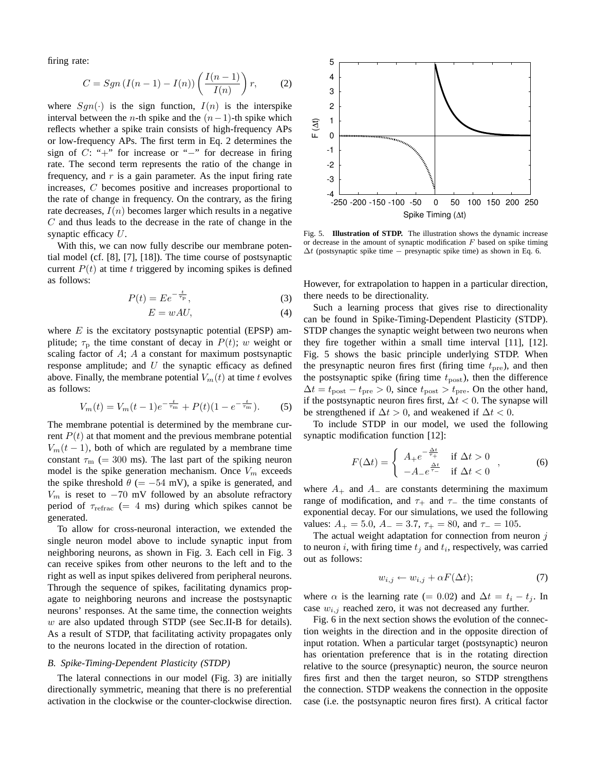firing rate:

$$C = Sgn\left(I(n-1) - I(n)\right)\left(\frac{I(n-1)}{I(n)}\right)r, \tag{2}$$

where $Sgn(\cdot)$ is the sign function, $I(n)$ is the interspike interval between the $n$-th spike and the $(n-1)$-th spike which reflects whether a spike train consists of high-frequency APs or low-frequency APs. The first term in Eq. 2 determines the sign of $C$: "$+$" for increase or "$-$" for decrease in firing rate. The second term represents the ratio of the change in frequency, and $r$ is a gain parameter. As the input firing rate increases, $C$ becomes positive and increases proportional to the rate of change in frequency. On the contrary, as the firing rate decreases, $I(n)$ becomes larger which results in a negative $C$ and thus leads to the decrease in the rate of change in the synaptic efficacy $U$.

With this, we can now fully describe our membrane potential model (cf. [8], [7], [18]). The time course of postsynaptic current $P(t)$ at time $t$ triggered by incoming spikes is defined as follows:

$$P(t) = Ee^{-\frac{t}{\tau_{\mathrm{p}}}}, \tag{3}$$

$$E = wAU, \tag{4}$$

where $E$ is the excitatory postsynaptic potential (EPSP) amplitude; $\tau_{\mathrm{p}}$ the time constant of decay in $P(t)$; $w$ weight or scaling factor of $A$; $A$ a constant for maximum postsynaptic response amplitude; and $U$ the synaptic efficacy as defined above. Finally, the membrane potential $V_m(t)$ at time $t$ evolves as follows:

$$V_m(t) = V_m(t-1)e^{-\frac{t}{\tau_{\mathrm{m}}}} + P(t)(1 - e^{-\frac{t}{\tau_{\mathrm{m}}}}). \tag{5}$$

The membrane potential is determined by the membrane current $P(t)$ at that moment and the previous membrane potential $V_m(t-1)$, both of which are regulated by a membrane time constant $\tau_{\mathrm{m}}$ ($= 300$ ms). The last part of the spiking neuron model is the spike generation mechanism. Once $V_m$ exceeds the spike threshold $\theta$ ($= -54$ mV), a spike is generated, and $V_m$ is reset to $-70$ mV followed by an absolute refractory period of $\tau_{\mathrm{refrac}}$ ($= 4$ ms) during which spikes cannot be generated.

To allow for cross-neuronal interaction, we extended the single neuron model above to include synaptic input from neighboring neurons, as shown in Fig. 3. Each cell in Fig. 3 can receive spikes from other neurons to the left and to the right as well as input spikes delivered from peripheral neurons. Through the sequence of spikes, facilitating dynamics propagate to neighboring neurons and increase the postsynaptic neurons' responses. At the same time, the connection weights $w$ are also updated through STDP (see Sec.II-B for details). As a result of STDP, that facilitating activity propagates only to the neurons located in the direction of rotation.

### *B. Spike-Timing-Dependent Plasticity (STDP)*

The lateral connections in our model (Fig. 3) are initially directionally symmetric, meaning that there is no preferential activation in the clockwise or the counter-clockwise direction. However, for extrapolation to happen in a particular direction, there needs to be directionality.

Fig. 5. **Illustration of STDP.** The illustration shows the dynamic increase or decrease in the amount of synaptic modification $F$ based on spike timing $\Delta t$ (postsynaptic spike time $-$ presynaptic spike time) as shown in Eq. 6.

Such a learning process that gives rise to directionality can be found in Spike-Timing-Dependent Plasticity (STDP). STDP changes the synaptic weight between two neurons when they fire together within a small time interval [11], [12]. Fig. 5 shows the basic principle underlying STDP. When the presynaptic neuron fires first (firing time $t_{\mathrm{pre}}$), and then the postsynaptic spike (firing time $t_{\mathrm{post}}$), then the difference $\Delta t = t_{\mathrm{post}} - t_{\mathrm{pre}} > 0$, since $t_{\mathrm{post}} > t_{\mathrm{pre}}$. On the other hand, if the postsynaptic neuron fires first, $\Delta t < 0$. The synapse will be strengthened if $\Delta t > 0$, and weakened if $\Delta t < 0$.

To include STDP in our model, we used the following synaptic modification function [12]:

$$F(\Delta t) = \begin{cases} A_{+}e^{-\frac{\Delta t}{\tau_{+}}} & \text{if } \Delta t > 0 \\ -A_{-}e^{\frac{\Delta t}{\tau_{-}}} & \text{if } \Delta t < 0 \end{cases}, \tag{6}$$

where $A_{+}$ and $A_{-}$ are constants determining the maximum range of modification, and $\tau_{+}$ and $\tau_{-}$ the time constants of exponential decay. For our simulations, we used the following values: $A_{+} = 5.0$, $A_{-} = 3.7$, $\tau_{+} = 80$, and $\tau_{-} = 105$.

The actual weight adaptation for connection from neuron $j$ to neuron $i$, with firing time $t_j$ and $t_i$, respectively, was carried out as follows:

$$w_{i,j} \leftarrow w_{i,j} + \alpha F(\Delta t); \tag{7}$$

where $\alpha$ is the learning rate ($= 0.02$) and $\Delta t = t_i - t_j$. In case $w_{i,j}$ reached zero, it was not decreased any further.

Fig. 6 in the next section shows the evolution of the connection weights in the direction and in the opposite direction of input rotation. When a particular target (postsynaptic) neuron has orientation preference that is in the rotating direction relative to the source (presynaptic) neuron, the source neuron fires first and then the target neuron, so STDP strengthens the connection. STDP weakens the connection in the opposite case (i.e. the postsynaptic neuron fires first). A critical factor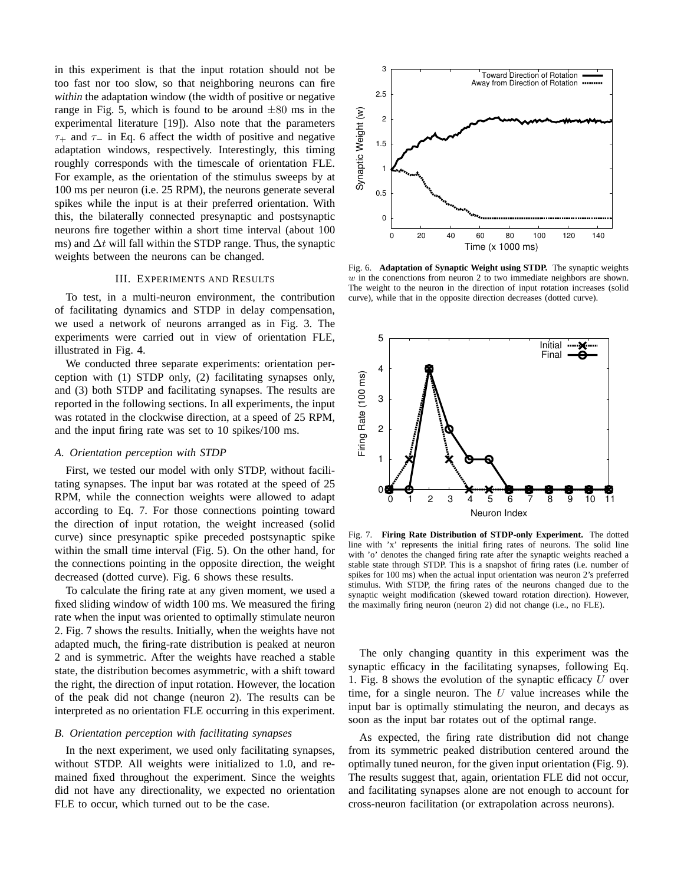in this experiment is that the input rotation should not be too fast nor too slow, so that neighboring neurons can fire *within* the adaptation window (the width of positive or negative range in Fig. 5, which is found to be around $\pm 80$ ms in the experimental literature [19]). Also note that the parameters $\tau_+$ and $\tau_-$ in Eq. 6 affect the width of positive and negative adaptation windows, respectively. Interestingly, this timing roughly corresponds with the timescale of orientation FLE. For example, as the orientation of the stimulus sweeps by at 100 ms per neuron (i.e. 25 RPM), the neurons generate several spikes while the input is at their preferred orientation. With this, the bilaterally connected presynaptic and postsynaptic neurons fire together within a short time interval (about 100 ms) and $\Delta t$ will fall within the STDP range. Thus, the synaptic weights between the neurons can be changed.

## III. Experiments and Results

To test, in a multi-neuron environment, the contribution of facilitating dynamics and STDP in delay compensation, we used a network of neurons arranged as in Fig. 3. The experiments were carried out in view of orientation FLE, illustrated in Fig. 4.

We conducted three separate experiments: orientation perception with (1) STDP only, (2) facilitating synapses only, and (3) both STDP and facilitating synapses. The results are reported in the following sections. In all experiments, the input was rotated in the clockwise direction, at a speed of 25 RPM, and the input firing rate was set to 10 spikes/100 ms.

### *A. Orientation perception with STDP*

First, we tested our model with only STDP, without facilitating synapses. The input bar was rotated at the speed of 25 RPM, while the connection weights were allowed to adapt according to Eq. 7. For those connections pointing toward the direction of input rotation, the weight increased (solid curve) since presynaptic spike preceded postsynaptic spike within the small time interval (Fig. 5). On the other hand, for the connections pointing in the opposite direction, the weight decreased (dotted curve). Fig. 6 shows these results.

To calculate the firing rate at any given moment, we used a fixed sliding window of width 100 ms. We measured the firing rate when the input was oriented to optimally stimulate neuron 2. Fig. 7 shows the results. Initially, when the weights have not adapted much, the firing-rate distribution is peaked at neuron 2 and is symmetric. After the weights have reached a stable state, the distribution becomes asymmetric, with a shift toward the right, the direction of input rotation. However, the location of the peak did not change (neuron 2). The results can be interpreted as no orientation FLE occurring in this experiment.

### *B. Orientation perception with facilitating synapses*

In the next experiment, we used only facilitating synapses, without STDP. All weights were initialized to 1.0, and remained fixed throughout the experiment. Since the weights did not have any directionality, we expected no orientation FLE to occur, which turned out to be the case.

Fig. 6. **Adaptation of Synaptic Weight using STDP.** The synaptic weights $w$ in the conenctions from neuron 2 to two immediate neighbors are shown. The weight to the neuron in the direction of input rotation increases (solid curve), while that in the opposite direction decreases (dotted curve).

Fig. 7. **Firing Rate Distribution of STDP-only Experiment.** The dotted line with 'x' represents the initial firing rates of neurons. The solid line with 'o' denotes the changed firing rate after the synaptic weights reached a stable state through STDP. This is a snapshot of firing rates (i.e. number of spikes for 100 ms) when the actual input orientation was neuron 2's preferred stimulus. With STDP, the firing rates of the neurons changed due to the synaptic weight modification (skewed toward rotation direction). However, the maximally firing neuron (neuron 2) did not change (i.e., no FLE).

The only changing quantity in this experiment was the synaptic efficacy in the facilitating synapses, following Eq. 1. Fig. 8 shows the evolution of the synaptic efficacy $U$ over time, for a single neuron. The $U$ value increases while the input bar is optimally stimulating the neuron, and decays as soon as the input bar rotates out of the optimal range.

As expected, the firing rate distribution did not change from its symmetric peaked distribution centered around the optimally tuned neuron, for the given input orientation (Fig. 9). The results suggest that, again, orientation FLE did not occur, and facilitating synapses alone are not enough to account for cross-neuron facilitation (or extrapolation across neurons).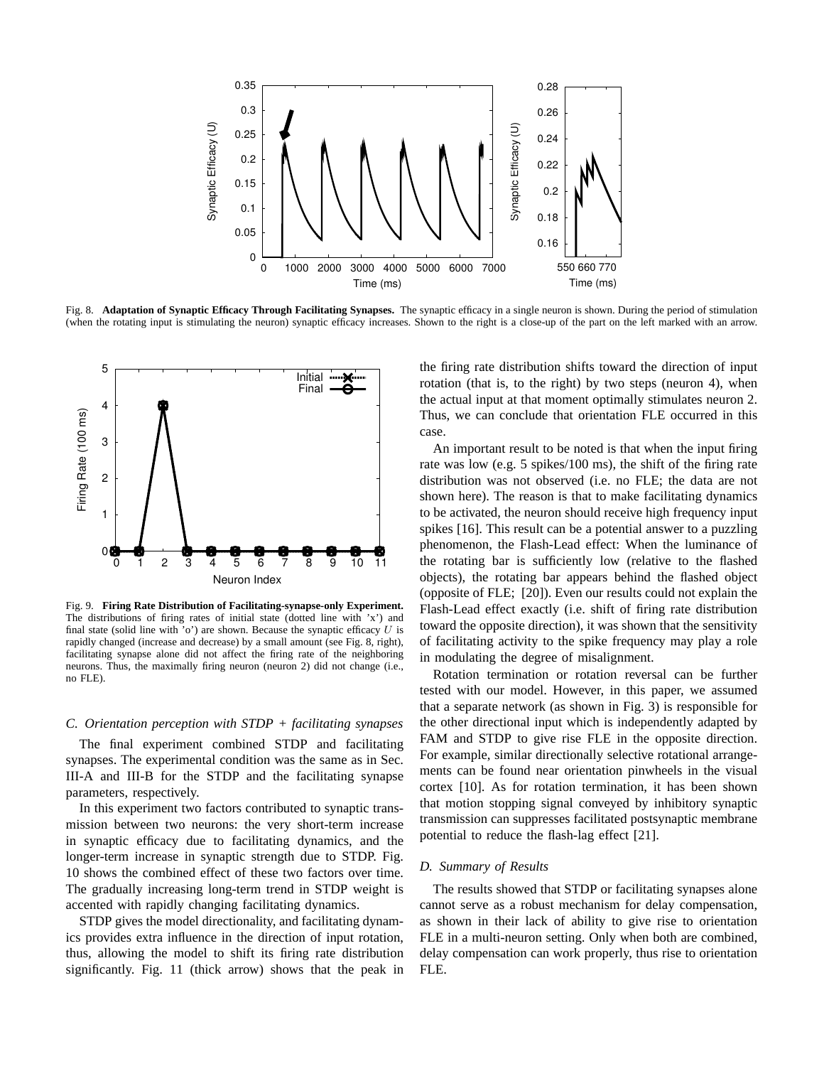Fig. 8. **Adaptation of Synaptic Efficacy Through Facilitating Synapses.** The synaptic efficacy in a single neuron is shown. During the period of stimulation (when the rotating input is stimulating the neuron) synaptic efficacy increases. Shown to the right is a close-up of the part on the left marked with an arrow.

Fig. 9. **Firing Rate Distribution of Facilitating-synapse-only Experiment.** The distributions of firing rates of initial state (dotted line with 'x') and final state (solid line with 'o') are shown. Because the synaptic efficacy $U$ is rapidly changed (increase and decrease) by a small amount (see Fig. 8, right), facilitating synapse alone did not affect the firing rate of the neighboring neurons. Thus, the maximally firing neuron (neuron 2) did not change (i.e., no FLE).

### *C. Orientation perception with STDP + facilitating synapses*

The final experiment combined STDP and facilitating synapses. The experimental condition was the same as in Sec. III-A and III-B for the STDP and the facilitating synapse parameters, respectively.

In this experiment two factors contributed to synaptic transmission between two neurons: the very short-term increase in synaptic efficacy due to facilitating dynamics, and the longer-term increase in synaptic strength due to STDP. Fig. 10 shows the combined effect of these two factors over time. The gradually increasing long-term trend in STDP weight is accented with rapidly changing facilitating dynamics.

STDP gives the model directionality, and facilitating dynamics provides extra influence in the direction of input rotation, thus, allowing the model to shift its firing rate distribution significantly. Fig. 11 (thick arrow) shows that the peak in the firing rate distribution shifts toward the direction of input rotation (that is, to the right) by two steps (neuron 4), when the actual input at that moment optimally stimulates neuron 2. Thus, we can conclude that orientation FLE occurred in this case.

An important result to be noted is that when the input firing rate was low (e.g. 5 spikes/100 ms), the shift of the firing rate distribution was not observed (i.e. no FLE; the data are not shown here). The reason is that to make facilitating dynamics to be activated, the neuron should receive high frequency input spikes [16]. This result can be a potential answer to a puzzling phenomenon, the Flash-Lead effect: When the luminance of the rotating bar is sufficiently low (relative to the flashed objects), the rotating bar appears behind the flashed object (opposite of FLE; [20]). Even our results could not explain the Flash-Lead effect exactly (i.e. shift of firing rate distribution toward the opposite direction), it was shown that the sensitivity of facilitating activity to the spike frequency may play a role in modulating the degree of misalignment.

Rotation termination or rotation reversal can be further tested with our model. However, in this paper, we assumed that a separate network (as shown in Fig. 3) is responsible for the other directional input which is independently adapted by FAM and STDP to give rise FLE in the opposite direction. For example, similar directionally selective rotational arrangements can be found near orientation pinwheels in the visual cortex [10]. As for rotation termination, it has been shown that motion stopping signal conveyed by inhibitory synaptic transmission can suppresses facilitated postsynaptic membrane potential to reduce the flash-lag effect [21].

### *D. Summary of Results*

The results showed that STDP or facilitating synapses alone cannot serve as a robust mechanism for delay compensation, as shown in their lack of ability to give rise to orientation FLE in a multi-neuron setting. Only when both are combined, delay compensation can work properly, thus rise to orientation FLE.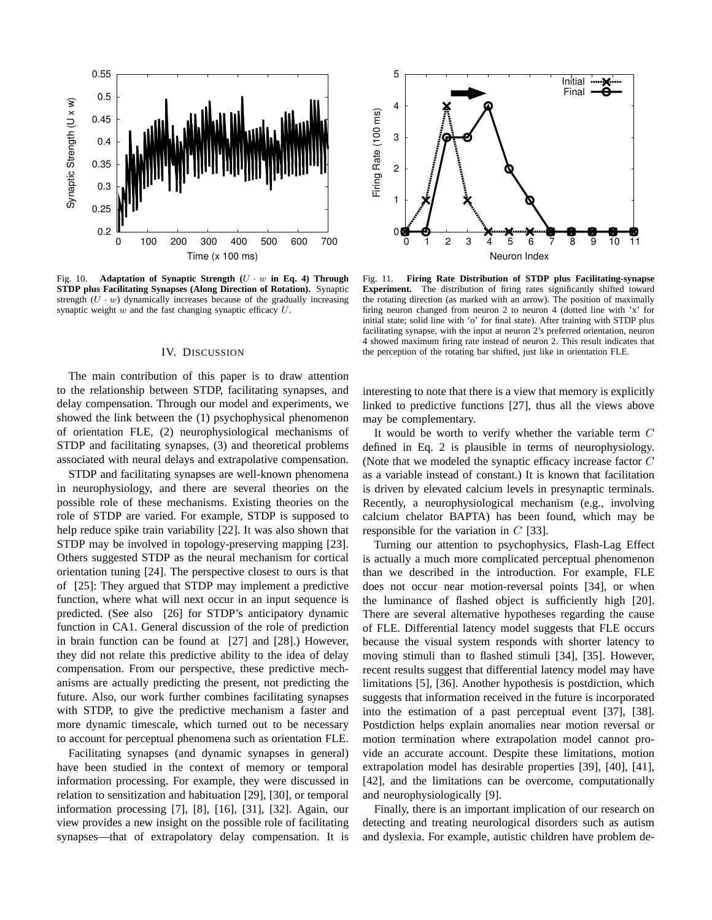Fig. 10. **Adaptation of Synaptic Strength ($U \cdot w$ in Eq. 4) Through STDP plus Facilitating Synapses (Along Direction of Rotation).** Synaptic strength ($U \cdot w$) dynamically increases because of the gradually increasing synaptic weight $w$ and the fast changing synaptic efficacy $U$.

Fig. 11. **Firing Rate Distribution of STDP plus Facilitating-synapse Experiment.** The distribution of firing rates significantly shifted toward the rotating direction (as marked with an arrow). The position of maximally firing neuron changed from neuron 2 to neuron 4 (dotted line with 'x' for initial state; solid line with 'o' for final state). After training with STDP plus facilitating synapse, with the input at neuron 2's preferred orientation, neuron 4 showed maximum firing rate instead of neuron 2. This result indicates that the perception of the rotating bar shifted, just like in orientation FLE.

## IV. Discussion

The main contribution of this paper is to draw attention to the relationship between STDP, facilitating synapses, and delay compensation. Through our model and experiments, we showed the link between the (1) psychophysical phenomenon of orientation FLE, (2) neurophysiological mechanisms of STDP and facilitating synapses, (3) and theoretical problems associated with neural delays and extrapolative compensation.

STDP and facilitating synapses are well-known phenomena in neurophysiology, and there are several theories on the possible role of these mechanisms. Existing theories on the role of STDP are varied. For example, STDP is supposed to help reduce spike train variability [22]. It was also shown that STDP may be involved in topology-preserving mapping [23]. Others suggested STDP as the neural mechanism for cortical orientation tuning [24]. The perspective closest to ours is that of [25]: They argued that STDP may implement a predictive function, where what will next occur in an input sequence is predicted. (See also [26] for STDP's anticipatory dynamic function in CA1. General discussion of the role of prediction in brain function can be found at [27] and [28].) However, they did not relate this predictive ability to the idea of delay compensation. From our perspective, these predictive mechanisms are actually predicting the present, not predicting the future. Also, our work further combines facilitating synapses with STDP, to give the predictive mechanism a faster and more dynamic timescale, which turned out to be necessary to account for perceptual phenomena such as orientation FLE.

Facilitating synapses (and dynamic synapses in general) have been studied in the context of memory or temporal information processing. For example, they were discussed in relation to sensitization and habituation [29], [30], or temporal information processing [7], [8], [16], [31], [32]. Again, our view provides a new insight on the possible role of facilitating synapses—that of extrapolatory delay compensation. It is interesting to note that there is a view that memory is explicitly linked to predictive functions [27], thus all the views above may be complementary.

It would be worth to verify whether the variable term $C$ defined in Eq. 2 is plausible in terms of neurophysiology. (Note that we modeled the synaptic efficacy increase factor $C$ as a variable instead of constant.) It is known that facilitation is driven by elevated calcium levels in presynaptic terminals. Recently, a neurophysiological mechanism (e.g., involving calcium chelator BAPTA) has been found, which may be responsible for the variation in $C$ [33].

Turning our attention to psychophysics, Flash-Lag Effect is actually a much more complicated perceptual phenomenon than we described in the introduction. For example, FLE does not occur near motion-reversal points [34], or when the luminance of flashed object is sufficiently high [20]. There are several alternative hypotheses regarding the cause of FLE. Differential latency model suggests that FLE occurs because the visual system responds with shorter latency to moving stimuli than to flashed stimuli [34], [35]. However, recent results suggest that differential latency model may have limitations [5], [36]. Another hypothesis is postdiction, which suggests that information received in the future is incorporated into the estimation of a past perceptual event [37], [38]. Postdiction helps explain anomalies near motion reversal or motion termination where extrapolation model cannot provide an accurate account. Despite these limitations, motion extrapolation model has desirable properties [39], [40], [41], [42], and the limitations can be overcome, computationally and neurophysiologically [9].

Finally, there is an important implication of our research on detecting and treating neurological disorders such as autism and dyslexia. For example, autistic children have problem de-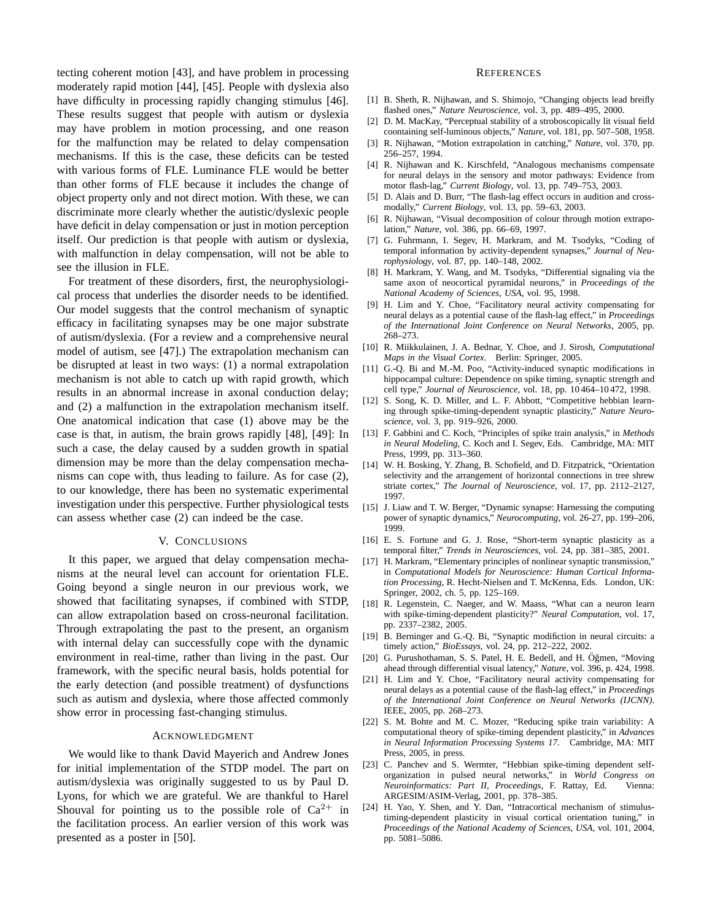tecting coherent motion [43], and have problem in processing moderately rapid motion [44], [45]. People with dyslexia also have difficulty in processing rapidly changing stimulus [46]. These results suggest that people with autism or dyslexia may have problem in motion processing, and one reason for the malfunction may be related to delay compensation mechanisms. If this is the case, these deficits can be tested with various forms of FLE. Luminance FLE would be better than other forms of FLE because it includes the change of object property only and not direct motion. With these, we can discriminate more clearly whether the autistic/dyslexic people have deficit in delay compensation or just in motion perception itself. Our prediction is that people with autism or dyslexia, with malfunction in delay compensation, will not be able to see the illusion in FLE.

For treatment of these disorders, first, the neurophysiological process that underlies the disorder needs to be identified. Our model suggests that the control mechanism of synaptic efficacy in facilitating synapses may be one major substrate of autism/dyslexia. (For a review and a comprehensive neural model of autism, see [47].) The extrapolation mechanism can be disrupted at least in two ways: (1) a normal extrapolation mechanism is not able to catch up with rapid growth, which results in an abnormal increase in axonal conduction delay; and (2) a malfunction in the extrapolation mechanism itself. One anatomical indication that case (1) above may be the case is that, in autism, the brain grows rapidly [48], [49]: In such a case, the delay caused by a sudden growth in spatial dimension may be more than the delay compensation mechanisms can cope with, thus leading to failure. As for case (2), to our knowledge, there has been no systematic experimental investigation under this perspective. Further physiological tests can assess whether case (2) can indeed be the case.

## V. Conclusions

It this paper, we argued that delay compensation mechanisms at the neural level can account for orientation FLE. Going beyond a single neuron in our previous work, we showed that facilitating synapses, if combined with STDP, can allow extrapolation based on cross-neuronal facilitation. Through extrapolating the past to the present, an organism with internal delay can successfully cope with the dynamic environment in real-time, rather than living in the past. Our framework, with the specific neural basis, holds potential for the early detection (and possible treatment) of dysfunctions such as autism and dyslexia, where those affected commonly show error in processing fast-changing stimulus.

## Acknowledgment

We would like to thank David Mayerich and Andrew Jones for initial implementation of the STDP model. The part on autism/dyslexia was originally suggested to us by Paul D. Lyons, for which we are grateful. We are thankful to Harel Shouval for pointing us to the possible role of $Ca^{2+}$ in the facilitation process. An earlier version of this work was presented as a poster in [50].

## References

[1] B. Sheth, R. Nijhawan, and S. Shimojo, "Changing objects lead breifly flashed ones," *Nature Neuroscience*, vol. 3, pp. 489–495, 2000.

[2] D. M. MacKay, "Perceptual stability of a stroboscopically lit visual field coontaining self-luminous objects," *Nature*, vol. 181, pp. 507–508, 1958.

[3] R. Nijhawan, "Motion extrapolation in catching," *Nature*, vol. 370, pp. 256–257, 1994.

[4] R. Nijhawan and K. Kirschfeld, "Analogous mechanisms compensate for neural delays in the sensory and motor pathways: Evidence from motor flash-lag," *Current Biology*, vol. 13, pp. 749–753, 2003.

[5] D. Alais and D. Burr, "The flash-lag effect occurs in audition and cross-modally," *Current Biology*, vol. 13, pp. 59–63, 2003.

[6] R. Nijhawan, "Visual decomposition of colour through motion extrapolation," *Nature*, vol. 386, pp. 66–69, 1997.

[7] G. Fuhrmann, I. Segev, H. Markram, and M. Tsodyks, "Coding of temporal information by activity-dependent synapses," *Journal of Neurophysiology*, vol. 87, pp. 140–148, 2002.

[8] H. Markram, Y. Wang, and M. Tsodyks, "Differential signaling via the same axon of neocortical pyramidal neurons," in *Proceedings of the National Academy of Sciences, USA*, vol. 95, 1998.

[9] H. Lim and Y. Choe, "Facilitatory neural activity compensating for neural delays as a potential cause of the flash-lag effect," in *Proceedings of the International Joint Conference on Neural Networks*, 2005, pp. 268–273.

[10] R. Miikkulainen, J. A. Bednar, Y. Choe, and J. Sirosh, *Computational Maps in the Visual Cortex*. Berlin: Springer, 2005.

[11] G.-Q. Bi and M.-M. Poo, "Activity-induced synaptic modifications in hippocampal culture: Dependence on spike timing, synaptic strength and cell type," *Journal of Neuroscience*, vol. 18, pp. 10 464–10 472, 1998.

[12] S. Song, K. D. Miller, and L. F. Abbott, "Competitive hebbian learning through spike-timing-dependent synaptic plasticity," *Nature Neuroscience*, vol. 3, pp. 919–926, 2000.

[13] F. Gabbini and C. Koch, "Principles of spike train analysis," in *Methods in Neural Modeling*, C. Koch and I. Segev, Eds. Cambridge, MA: MIT Press, 1999, pp. 313–360.

[14] W. H. Bosking, Y. Zhang, B. Schofield, and D. Fitzpatrick, "Orientation selectivity and the arrangement of horizontal connections in tree shrew striate cortex," *The Journal of Neuroscience*, vol. 17, pp. 2112–2127, 1997.

[15] J. Liaw and T. W. Berger, "Dynamic synapse: Harnessing the computing power of synaptic dynamics," *Neurocomputing*, vol. 26-27, pp. 199–206, 1999.

[16] E. S. Fortune and G. J. Rose, "Short-term synaptic plasticity as a temporal filter," *Trends in Neurosciences*, vol. 24, pp. 381–385, 2001.

[17] H. Markram, "Elementary principles of nonlinear synaptic transmission," in *Computational Models for Neuroscience: Human Cortical Information Processing*, R. Hecht-Nielsen and T. McKenna, Eds. London, UK: Springer, 2002, ch. 5, pp. 125–169.

[18] R. Legenstein, C. Naeger, and W. Maass, "What can a neuron learn with spike-timing-dependent plasticity?" *Neural Computation*, vol. 17, pp. 2337–2382, 2005.

[19] B. Berninger and G.-Q. Bi, "Synaptic modifiction in neural circuits: a timely action," *BioEssays*, vol. 24, pp. 212–222, 2002.

[20] G. Purushothaman, S. S. Patel, H. E. Bedell, and H. Öğmen, "Moving ahead through differential visual latency," *Nature*, vol. 396, p. 424, 1998.

[21] H. Lim and Y. Choe, "Facilitatory neural activity compensating for neural delays as a potential cause of the flash-lag effect," in *Proceedings of the International Joint Conference on Neural Networks (IJCNN)*. IEEE, 2005, pp. 268–273.

[22] S. M. Bohte and M. C. Mozer, "Reducing spike train variability: A computational theory of spike-timing dependent plasticity," in *Advances in Neural Information Processing Systems 17*. Cambridge, MA: MIT Press, 2005, in press.

[23] C. Panchev and S. Wermter, "Hebbian spike-timing dependent self-organization in pulsed neural networks," in *World Congress on Neuroinformatics: Part II, Proceedings*, F. Rattay, Ed. Vienna: ARGESIM/ASIM-Verlag, 2001, pp. 378–385.

[24] H. Yao, Y. Shen, and Y. Dan, "Intracortical mechanism of stimulus-timing-dependent plasticity in visual cortical orientation tuning," in *Proceedings of the National Academy of Sciences, USA*, vol. 101, 2004, pp. 5081–5086.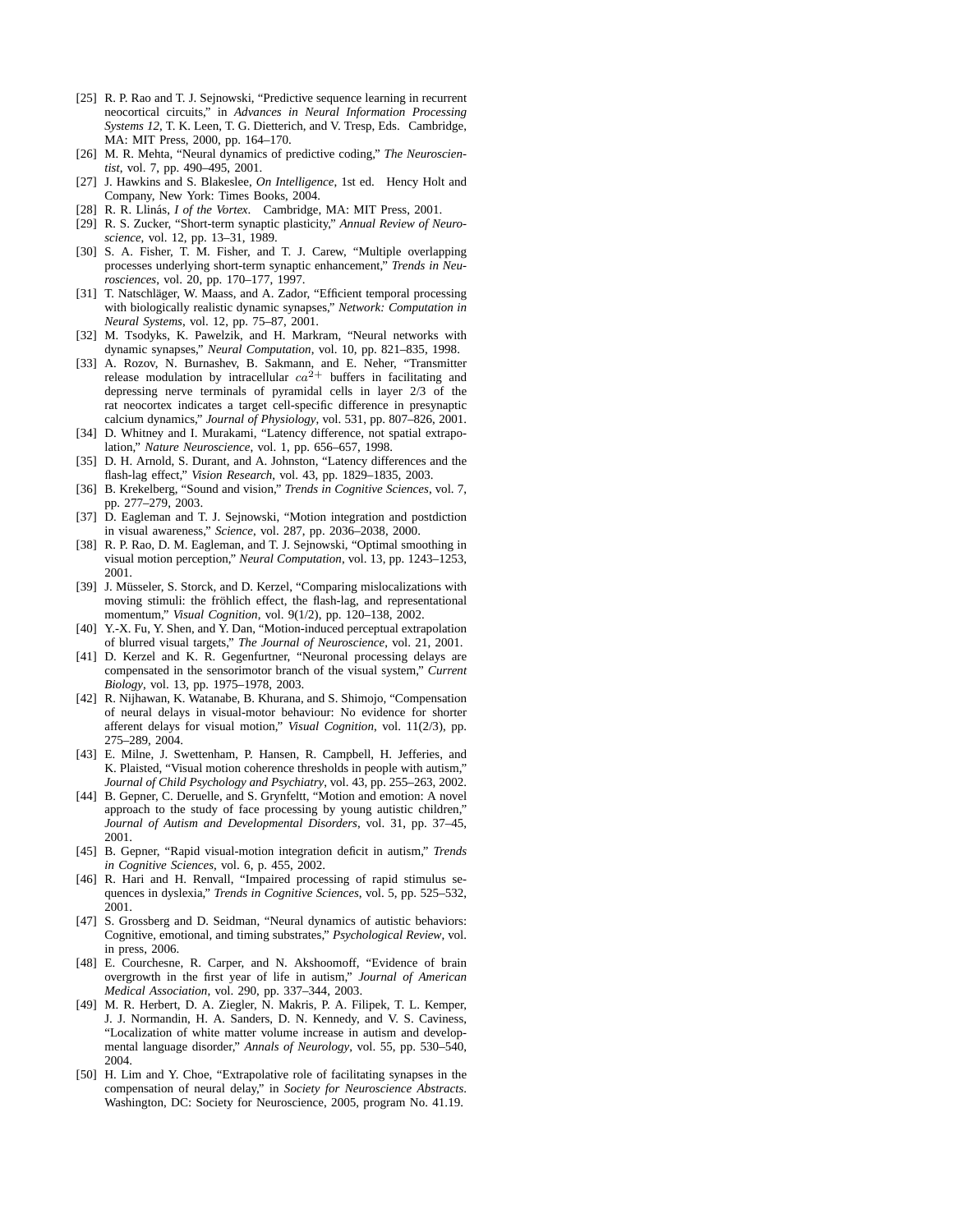[25] R. P. Rao and T. J. Sejnowski, "Predictive sequence learning in recurrent neocortical circuits," in *Advances in Neural Information Processing Systems 12*, T. K. Leen, T. G. Dietterich, and V. Tresp, Eds. Cambridge, MA: MIT Press, 2000, pp. 164–170.

[26] M. R. Mehta, "Neural dynamics of predictive coding," *The Neuroscientist*, vol. 7, pp. 490–495, 2001.

[27] J. Hawkins and S. Blakeslee, *On Intelligence*, 1st ed. Hency Holt and Company, New York: Times Books, 2004.

[28] R. R. Llinás, *I of the Vortex*. Cambridge, MA: MIT Press, 2001.

[29] R. S. Zucker, "Short-term synaptic plasticity," *Annual Review of Neuroscience*, vol. 12, pp. 13–31, 1989.

[30] S. A. Fisher, T. M. Fisher, and T. J. Carew, "Multiple overlapping processes underlying short-term synaptic enhancement," *Trends in Neurosciences*, vol. 20, pp. 170–177, 1997.

[31] T. Natschläger, W. Maass, and A. Zador, "Efficient temporal processing with biologically realistic dynamic synapses," *Network: Computation in Neural Systems*, vol. 12, pp. 75–87, 2001.

[32] M. Tsodyks, K. Pawelzik, and H. Markram, "Neural networks with dynamic synapses," *Neural Computation*, vol. 10, pp. 821–835, 1998.

[33] A. Rozov, N. Burnashev, B. Sakmann, and E. Neher, "Transmitter release modulation by intracellular $ca^{2+}$ buffers in facilitating and depressing nerve terminals of pyramidal cells in layer 2/3 of the rat neocortex indicates a target cell-specific difference in presynaptic calcium dynamics," *Journal of Physiology*, vol. 531, pp. 807–826, 2001.

[34] D. Whitney and I. Murakami, "Latency difference, not spatial extrapolation," *Nature Neuroscience*, vol. 1, pp. 656–657, 1998.

[35] D. H. Arnold, S. Durant, and A. Johnston, "Latency differences and the flash-lag effect," *Vision Research*, vol. 43, pp. 1829–1835, 2003.

[36] B. Krekelberg, "Sound and vision," *Trends in Cognitive Sciences*, vol. 7, pp. 277–279, 2003.

[37] D. Eagleman and T. J. Sejnowski, "Motion integration and postdiction in visual awareness," *Science*, vol. 287, pp. 2036–2038, 2000.

[38] R. P. Rao, D. M. Eagleman, and T. J. Sejnowski, "Optimal smoothing in visual motion perception," *Neural Computation*, vol. 13, pp. 1243–1253, 2001.

[39] J. Müsseler, S. Storck, and D. Kerzel, "Comparing mislocalizations with moving stimuli: the fröhlich effect, the flash-lag, and representational momentum," *Visual Cognition*, vol. 9(1/2), pp. 120–138, 2002.

[40] Y.-X. Fu, Y. Shen, and Y. Dan, "Motion-induced perceptual extrapolation of blurred visual targets," *The Journal of Neuroscience*, vol. 21, 2001.

[41] D. Kerzel and K. R. Gegenfurtner, "Neuronal processing delays are compensated in the sensorimotor branch of the visual system," *Current Biology*, vol. 13, pp. 1975–1978, 2003.

[42] R. Nijhawan, K. Watanabe, B. Khurana, and S. Shimojo, "Compensation of neural delays in visual-motor behaviour: No evidence for shorter afferent delays for visual motion," *Visual Cognition*, vol. 11(2/3), pp. 275–289, 2004.

[43] E. Milne, J. Swettenham, P. Hansen, R. Campbell, H. Jefferies, and K. Plaisted, "Visual motion coherence thresholds in people with autism," *Journal of Child Psychology and Psychiatry*, vol. 43, pp. 255–263, 2002.

[44] B. Gepner, C. Deruelle, and S. Grynfeltt, "Motion and emotion: A novel approach to the study of face processing by young autistic children," *Journal of Autism and Developmental Disorders*, vol. 31, pp. 37–45, 2001.

[45] B. Gepner, "Rapid visual-motion integration deficit in autism," *Trends in Cognitive Sciences*, vol. 6, p. 455, 2002.

[46] R. Hari and H. Renvall, "Impaired processing of rapid stimulus sequences in dyslexia," *Trends in Cognitive Sciences*, vol. 5, pp. 525–532, 2001.

[47] S. Grossberg and D. Seidman, "Neural dynamics of autistic behaviors: Cognitive, emotional, and timing substrates," *Psychological Review*, vol. in press, 2006.

[48] E. Courchesne, R. Carper, and N. Akshoomoff, "Evidence of brain overgrowth in the first year of life in autism," *Journal of American Medical Association*, vol. 290, pp. 337–344, 2003.

[49] M. R. Herbert, D. A. Ziegler, N. Makris, P. A. Filipek, T. L. Kemper, J. J. Normandin, H. A. Sanders, D. N. Kennedy, and V. S. Caviness, "Localization of white matter volume increase in autism and developmental language disorder," *Annals of Neurology*, vol. 55, pp. 530–540, 2004.

[50] H. Lim and Y. Choe, "Extrapolative role of facilitating synapses in the compensation of neural delay," in *Society for Neuroscience Abstracts*. Washington, DC: Society for Neuroscience, 2005, program No. 41.19.